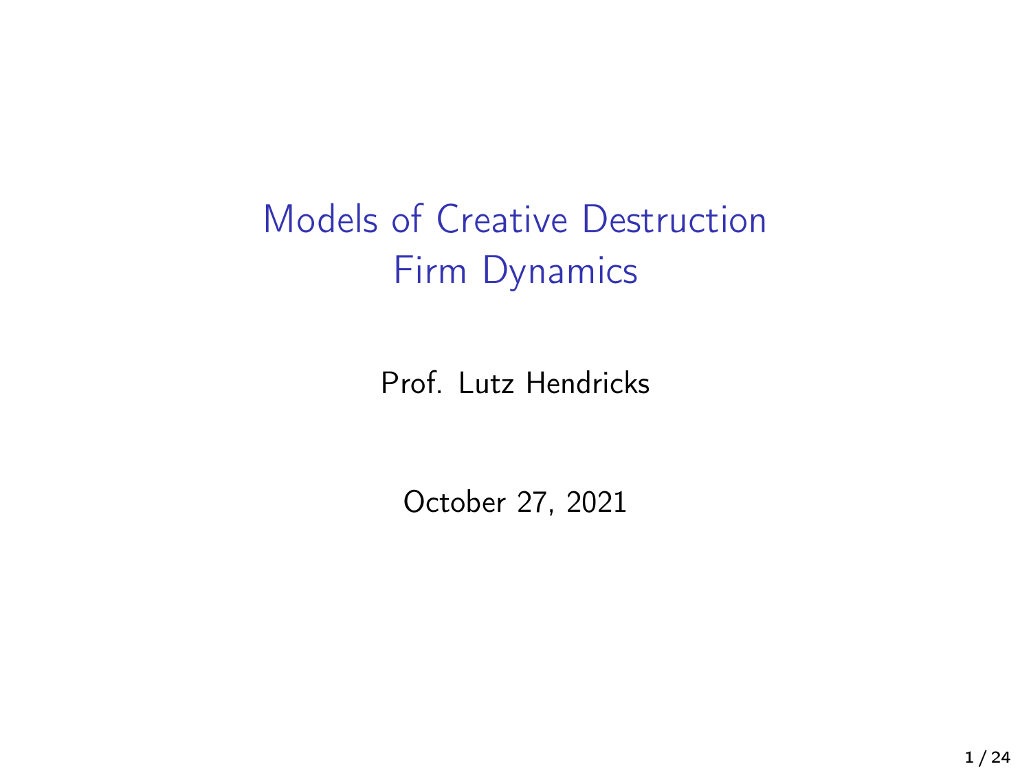# Models of Creative Destruction
# Firm Dynamics

Prof. Lutz Hendricks

October 27, 2021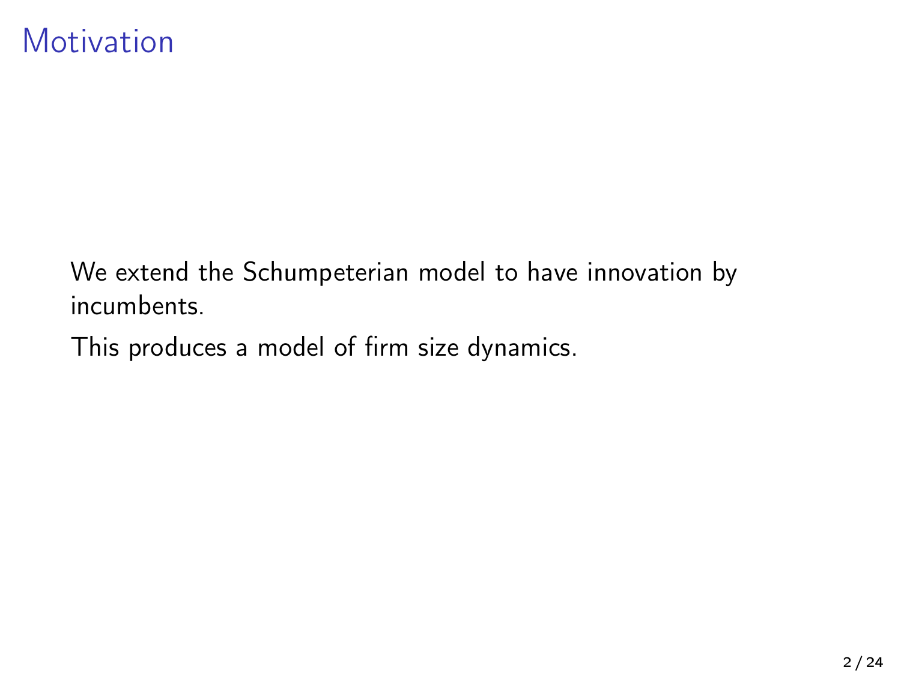# Motivation

We extend the Schumpeterian model to have innovation by incumbents.

This produces a model of firm size dynamics.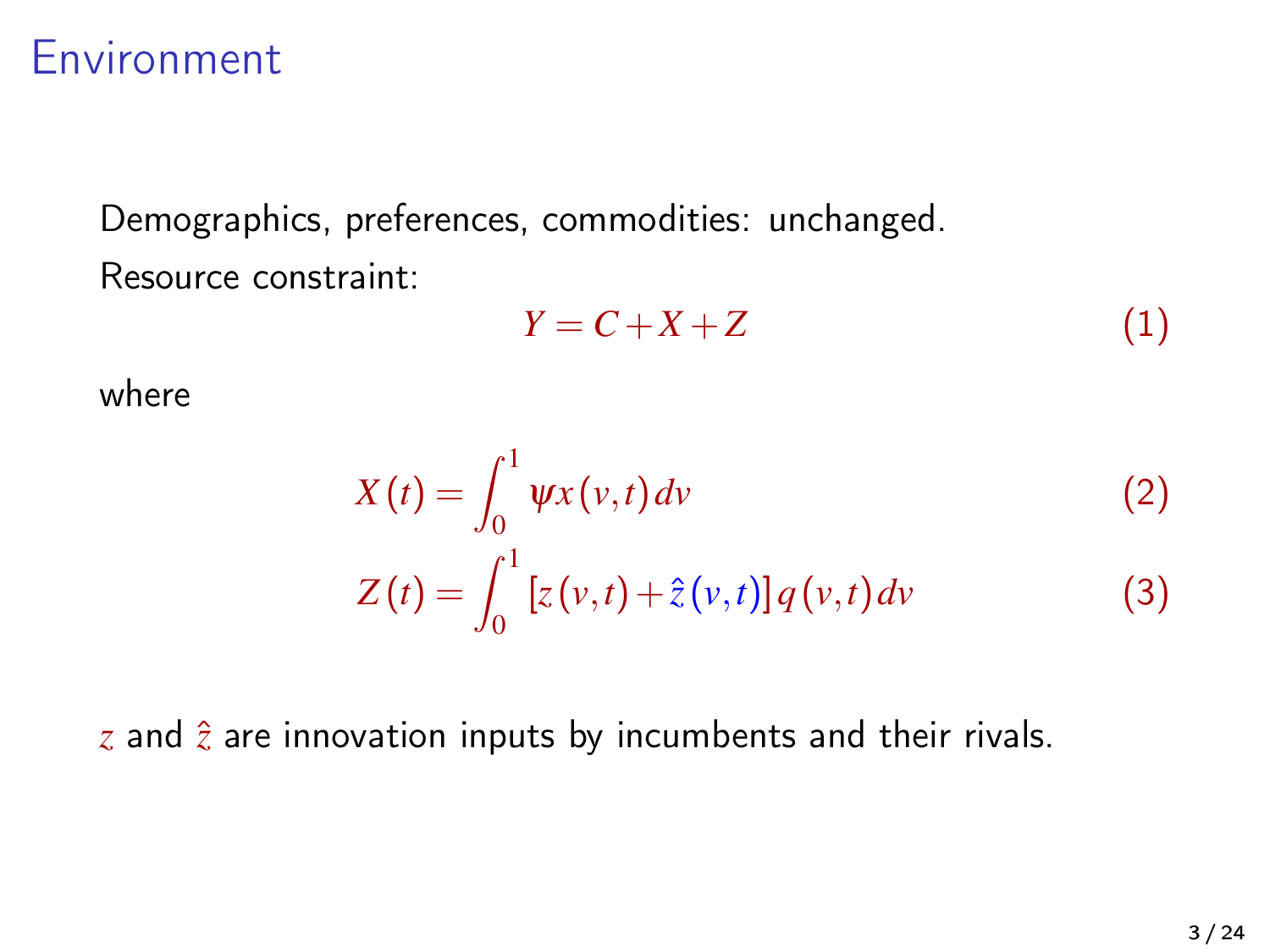# Environment

Demographics, preferences, commodities: unchanged.

Resource constraint:

$$Y = C + X + Z \tag{1}$$

where

$$X(t) = \int_0^1 \psi x(v,t)\, dv \tag{2}$$

$$Z(t) = \int_0^1 [z(v,t) + \hat{z}(v,t)]\, q(v,t)\, dv \tag{3}$$

$z$ and $\hat{z}$ are innovation inputs by incumbents and their rivals.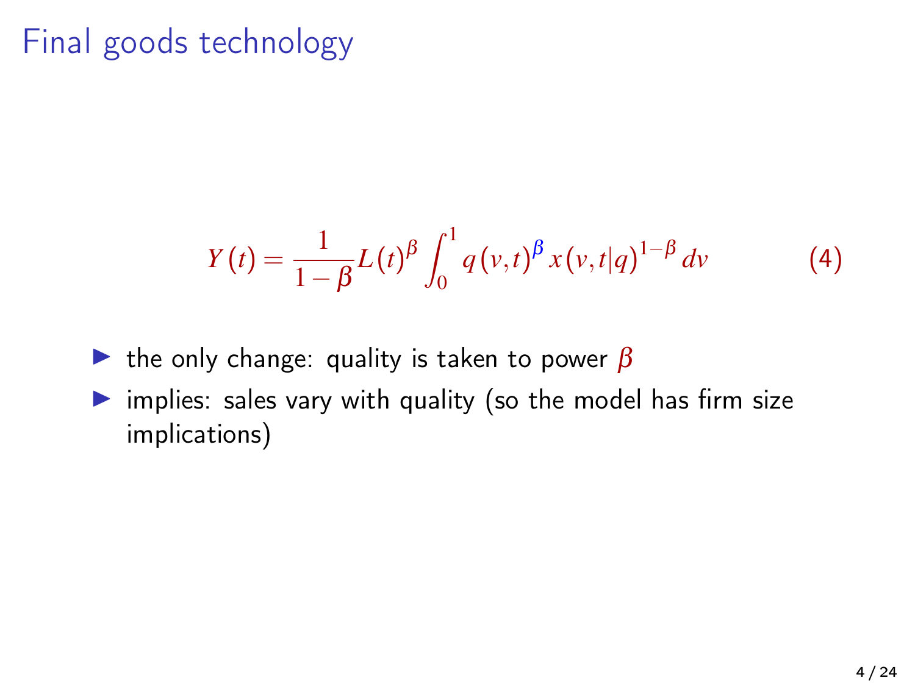# Final goods technology

$$Y(t) = \frac{1}{1-\beta} L(t)^{\beta} \int_0^1 q(v,t)^{\beta} x(v,t|q)^{1-\beta} dv \tag{4}$$

- the only change: quality is taken to power $\beta$
- implies: sales vary with quality (so the model has firm size implications)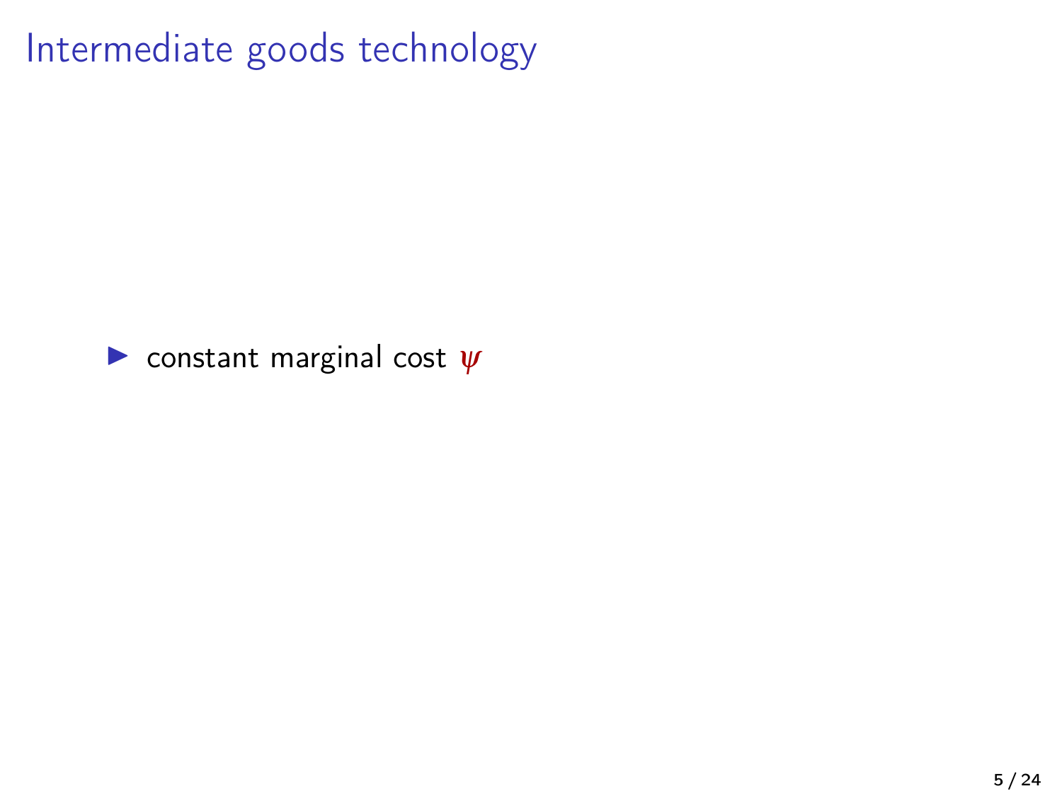# Intermediate goods technology

- constant marginal cost $\psi$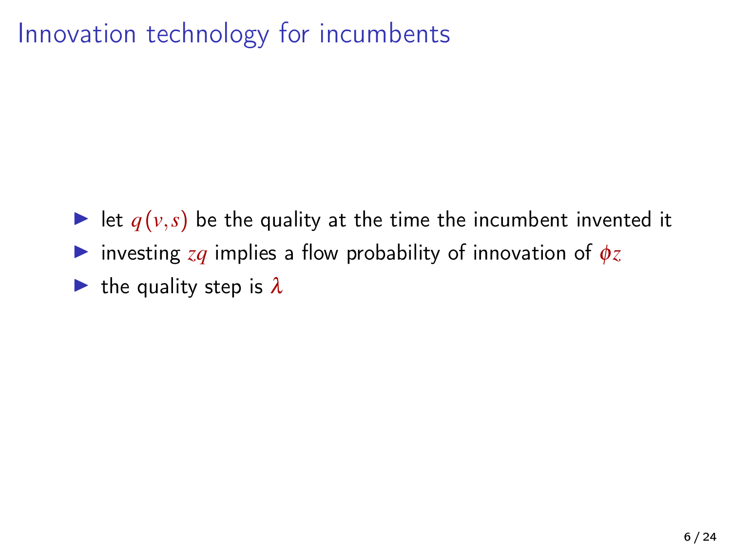# Innovation technology for incumbents

- let $q(v,s)$ be the quality at the time the incumbent invented it
- investing $zq$ implies a flow probability of innovation of $\phi z$
- the quality step is $\lambda$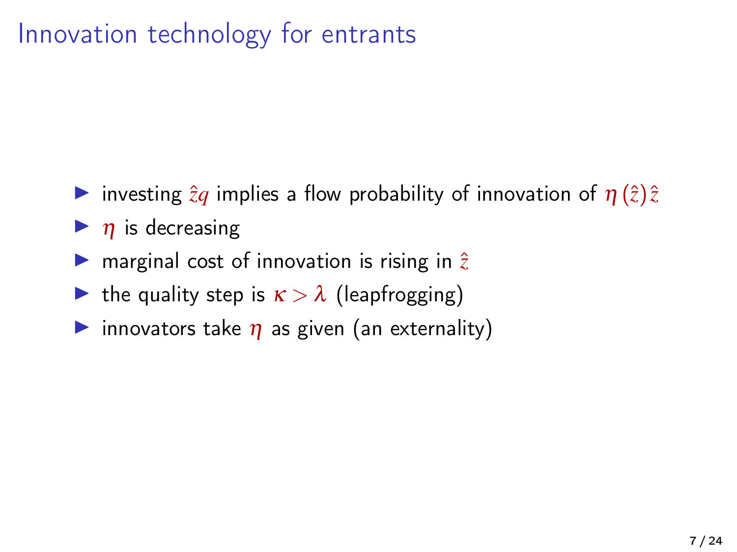# Innovation technology for entrants

- investing $\hat{z}q$ implies a flow probability of innovation of $\eta(\hat{z})\hat{z}$
- $\eta$ is decreasing
- marginal cost of innovation is rising in $\hat{z}$
- the quality step is $\kappa > \lambda$ (leapfrogging)
- innovators take $\eta$ as given (an externality)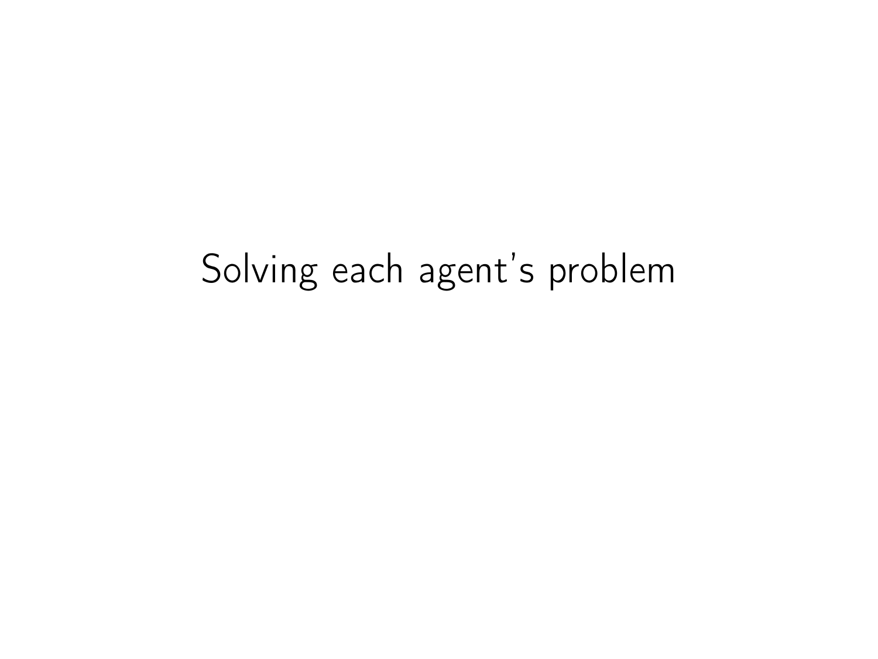# Solving each agent's problem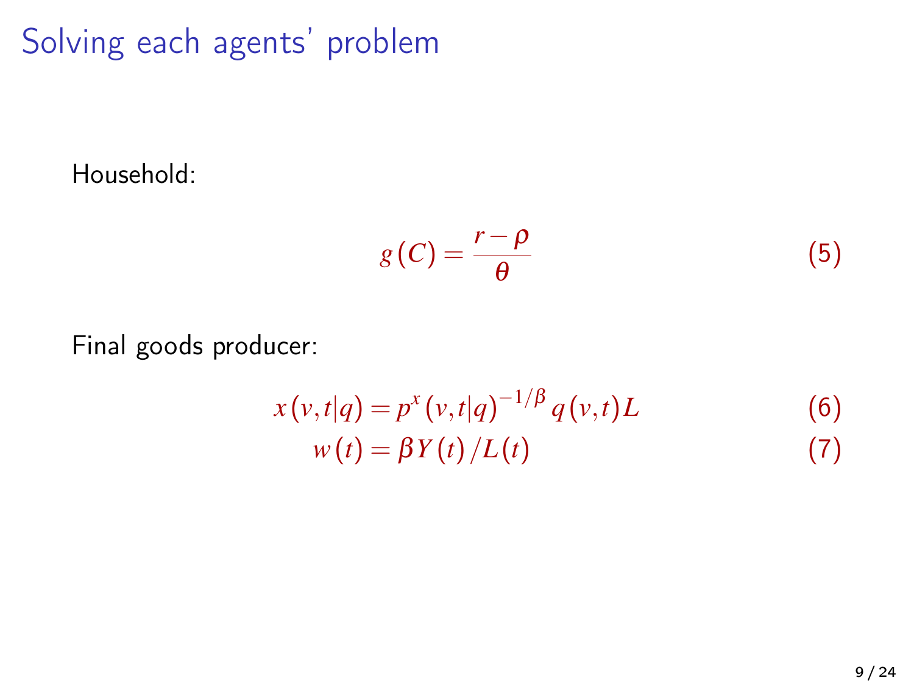# Solving each agents' problem

Household:

$$g(C) = \frac{r - \rho}{\theta} \tag{5}$$

Final goods producer:

$$x(v,t|q) = p^x(v,t|q)^{-1/\beta} q(v,t) L \tag{6}$$

$$w(t) = \beta Y(t) / L(t) \tag{7}$$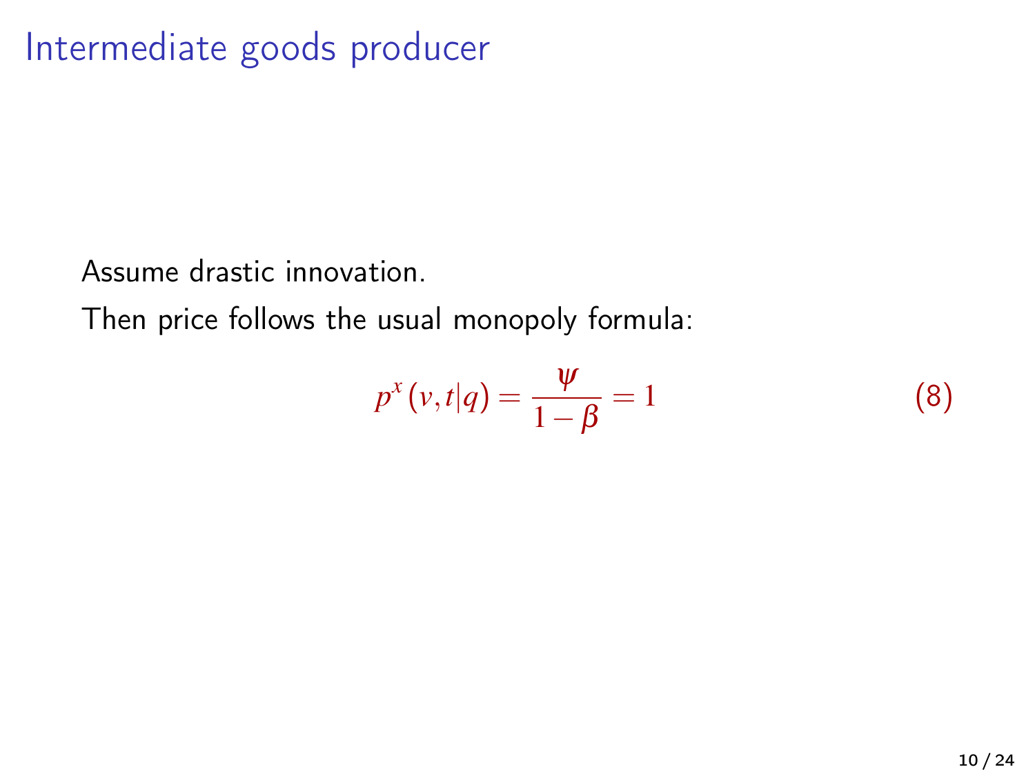# Intermediate goods producer

Assume drastic innovation.

Then price follows the usual monopoly formula:

$$p^x(v,t|q) = \frac{\psi}{1-\beta} = 1 \tag{8}$$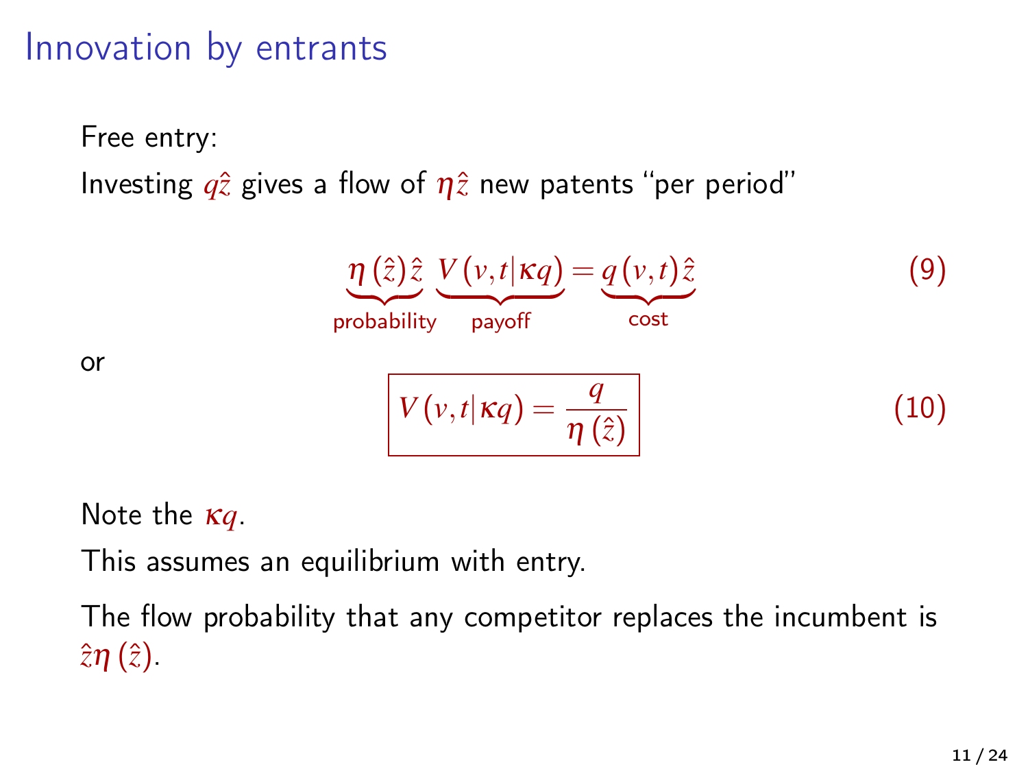# Innovation by entrants

Free entry:

Investing $q\hat{z}$ gives a flow of $\eta\hat{z}$ new patents "per period"

$$\underbrace{\eta(\hat{z})\hat{z}}_{\text{probability}} \underbrace{V(v,t|\kappa q)}_{\text{payoff}} = \underbrace{q(v,t)\hat{z}}_{\text{cost}} \tag{9}$$

or

$$\boxed{V(v,t|\kappa q) = \frac{q}{\eta(\hat{z})}} \tag{10}$$

Note the $\kappa q$.

This assumes an equilibrium with entry.

The flow probability that any competitor replaces the incumbent is $\hat{z}\eta(\hat{z})$.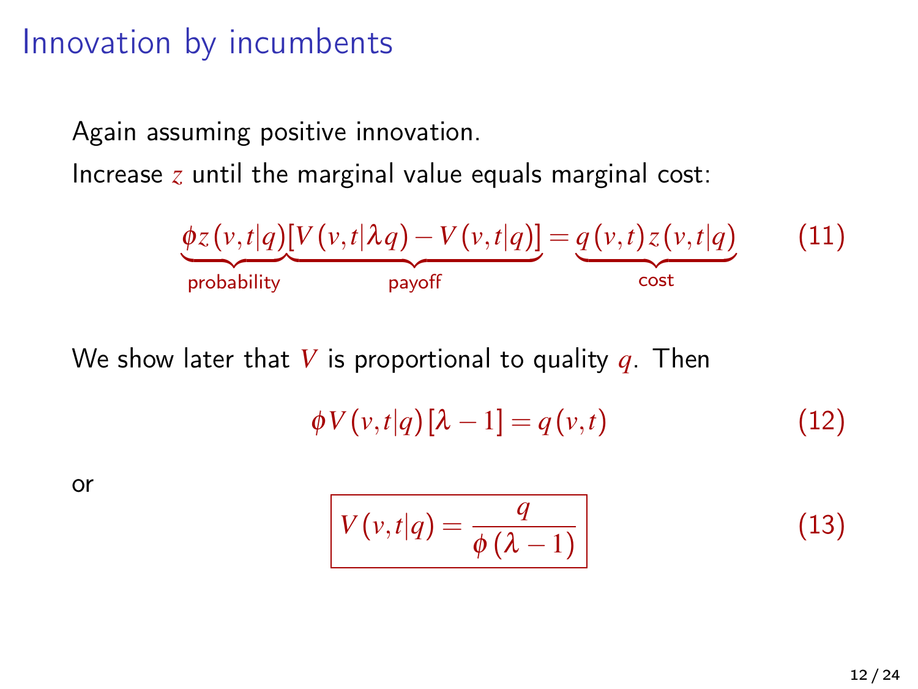# Innovation by incumbents

Again assuming positive innovation.

Increase $z$ until the marginal value equals marginal cost:

$$\underbrace{\phi z(v,t|q)}_{\text{probability}}\underbrace{[V(v,t|\lambda q) - V(v,t|q)]}_{\text{payoff}} = \underbrace{q(v,t)z(v,t|q)}_{\text{cost}} \tag{11}$$

We show later that $V$ is proportional to quality $q$. Then

$$\phi V(v,t|q)[\lambda - 1] = q(v,t) \tag{12}$$

or

$$\boxed{V(v,t|q) = \frac{q}{\phi(\lambda - 1)}} \tag{13}$$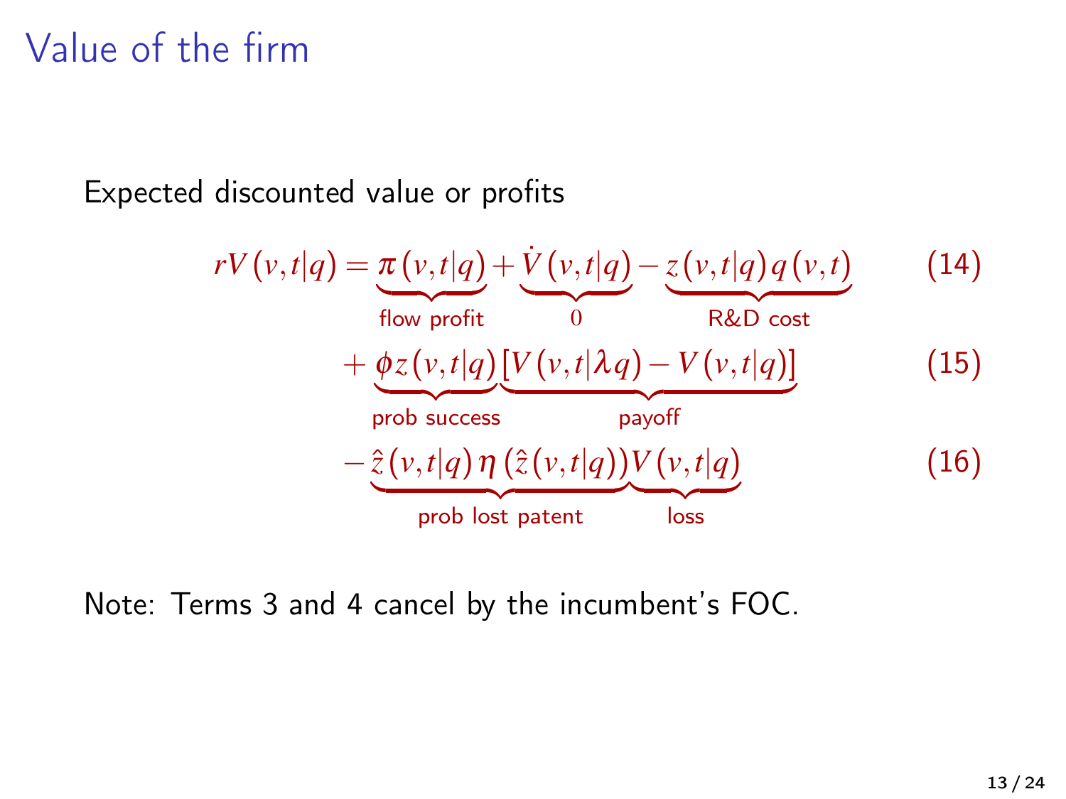# Value of the firm

Expected discounted value or profits

$$rV(v,t|q) = \underbrace{\pi(v,t|q)}_{\text{flow profit}} + \underbrace{\dot{V}(v,t|q)}_{0} - \underbrace{z(v,t|q)\,q(v,t)}_{\text{R\&D cost}} \tag{14}$$

$$+ \underbrace{\phi z(v,t|q)}_{\text{prob success}} \underbrace{[V(v,t|\lambda q) - V(v,t|q)]}_{\text{payoff}} \tag{15}$$

$$- \underbrace{\hat{z}(v,t|q)\,\eta(\hat{z}(v,t|q))}_{\text{prob lost patent}} \underbrace{V(v,t|q)}_{\text{loss}} \tag{16}$$

Note: Terms 3 and 4 cancel by the incumbent's FOC.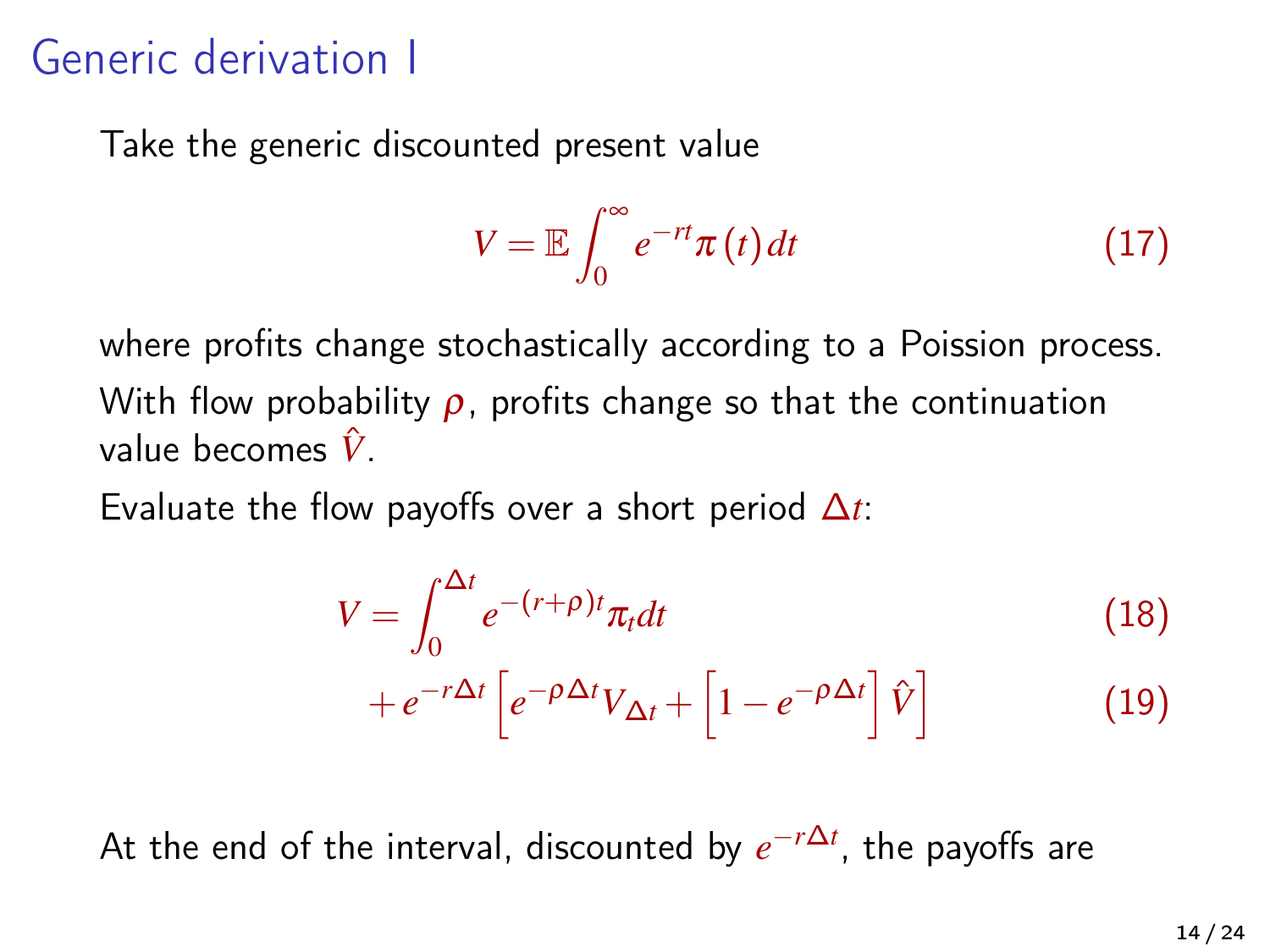# Generic derivation I

Take the generic discounted present value

$$V = \mathbb{E}\int_0^\infty e^{-rt}\pi(t)\,dt \tag{17}$$

where profits change stochastically according to a Poission process.

With flow probability $\rho$, profits change so that the continuation value becomes $\hat{V}$.

Evaluate the flow payoffs over a short period $\Delta t$:

$$V = \int_0^{\Delta t} e^{-(r+\rho)t}\pi_t dt \tag{18}$$

$$+ e^{-r\Delta t}\left[e^{-\rho\Delta t}V_{\Delta t} + \left[1 - e^{-\rho\Delta t}\right]\hat{V}\right] \tag{19}$$

At the end of the interval, discounted by $e^{-r\Delta t}$, the payoffs are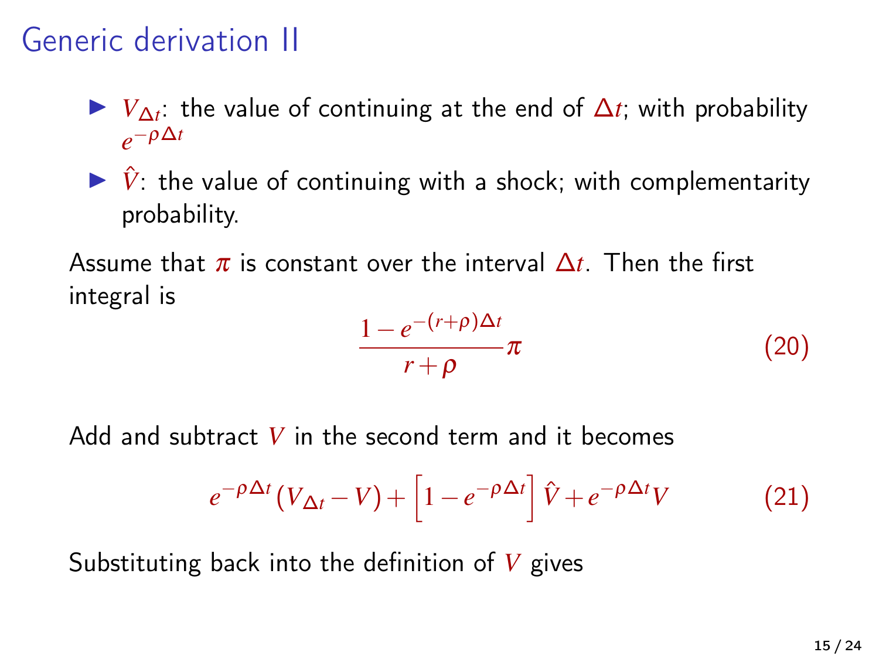# Generic derivation II

- $V_{\Delta t}$: the value of continuing at the end of $\Delta t$; with probability $e^{-\rho \Delta t}$
- $\hat{V}$: the value of continuing with a shock; with complementarity probability.

Assume that $\pi$ is constant over the interval $\Delta t$. Then the first integral is

$$\frac{1 - e^{-(r+\rho)\Delta t}}{r+\rho}\pi \tag{20}$$

Add and subtract $V$ in the second term and it becomes

$$e^{-\rho \Delta t}(V_{\Delta t} - V) + \left[1 - e^{-\rho \Delta t}\right]\hat{V} + e^{-\rho \Delta t}V \tag{21}$$

Substituting back into the definition of $V$ gives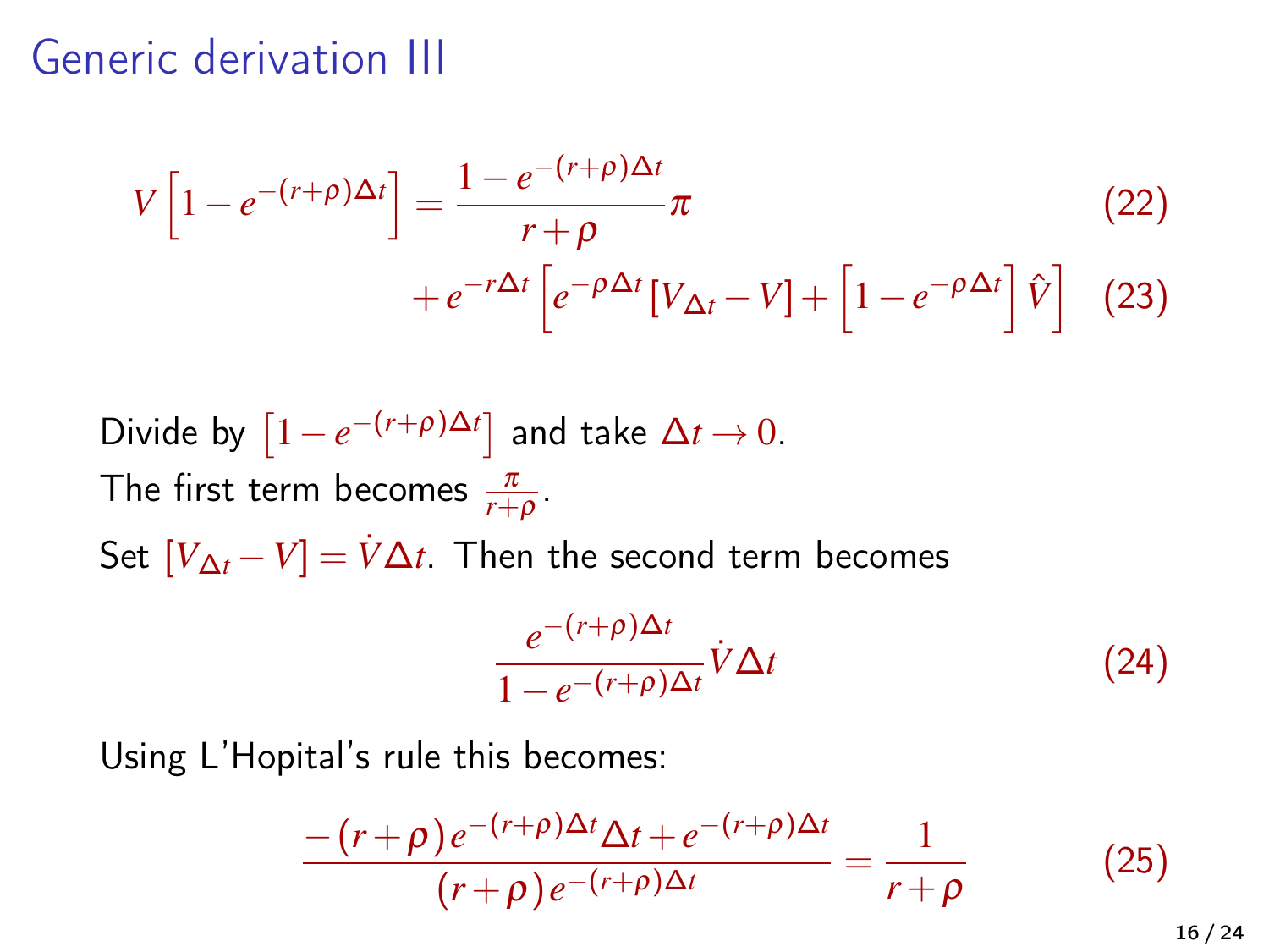# Generic derivation III

$$V\left[1-e^{-(r+\rho)\Delta t}\right] = \frac{1-e^{-(r+\rho)\Delta t}}{r+\rho}\pi \tag{22}$$

$$+e^{-r\Delta t}\left[e^{-\rho\Delta t}\left[V_{\Delta t}-V\right]+\left[1-e^{-\rho\Delta t}\right]\hat{V}\right] \tag{23}$$

Divide by $\left[1-e^{-(r+\rho)\Delta t}\right]$ and take $\Delta t \to 0$.

The first term becomes $\frac{\pi}{r+\rho}$.

Set $[V_{\Delta t}-V] = \dot{V}\Delta t$. Then the second term becomes

$$\frac{e^{-(r+\rho)\Delta t}}{1-e^{-(r+\rho)\Delta t}}\dot{V}\Delta t \tag{24}$$

Using L'Hopital's rule this becomes:

$$\frac{-(r+\rho)e^{-(r+\rho)\Delta t}\Delta t+e^{-(r+\rho)\Delta t}}{(r+\rho)e^{-(r+\rho)\Delta t}} = \frac{1}{r+\rho} \tag{25}$$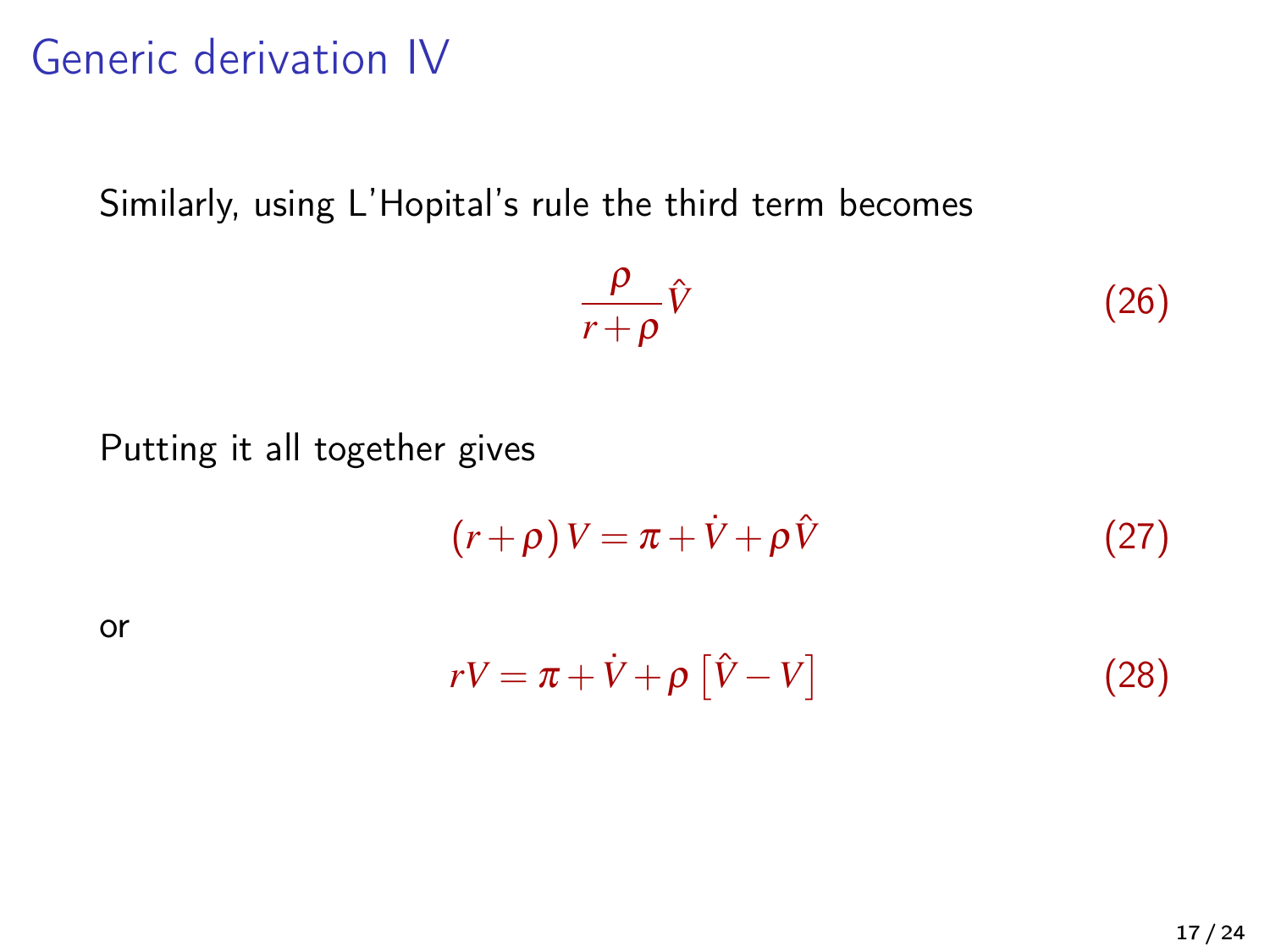# Generic derivation IV

Similarly, using L'Hopital's rule the third term becomes

$$\frac{\rho}{r+\rho}\hat{V} \tag{26}$$

Putting it all together gives

$$(r+\rho)V = \pi + \dot{V} + \rho\hat{V} \tag{27}$$

or

$$rV = \pi + \dot{V} + \rho\left[\hat{V} - V\right] \tag{28}$$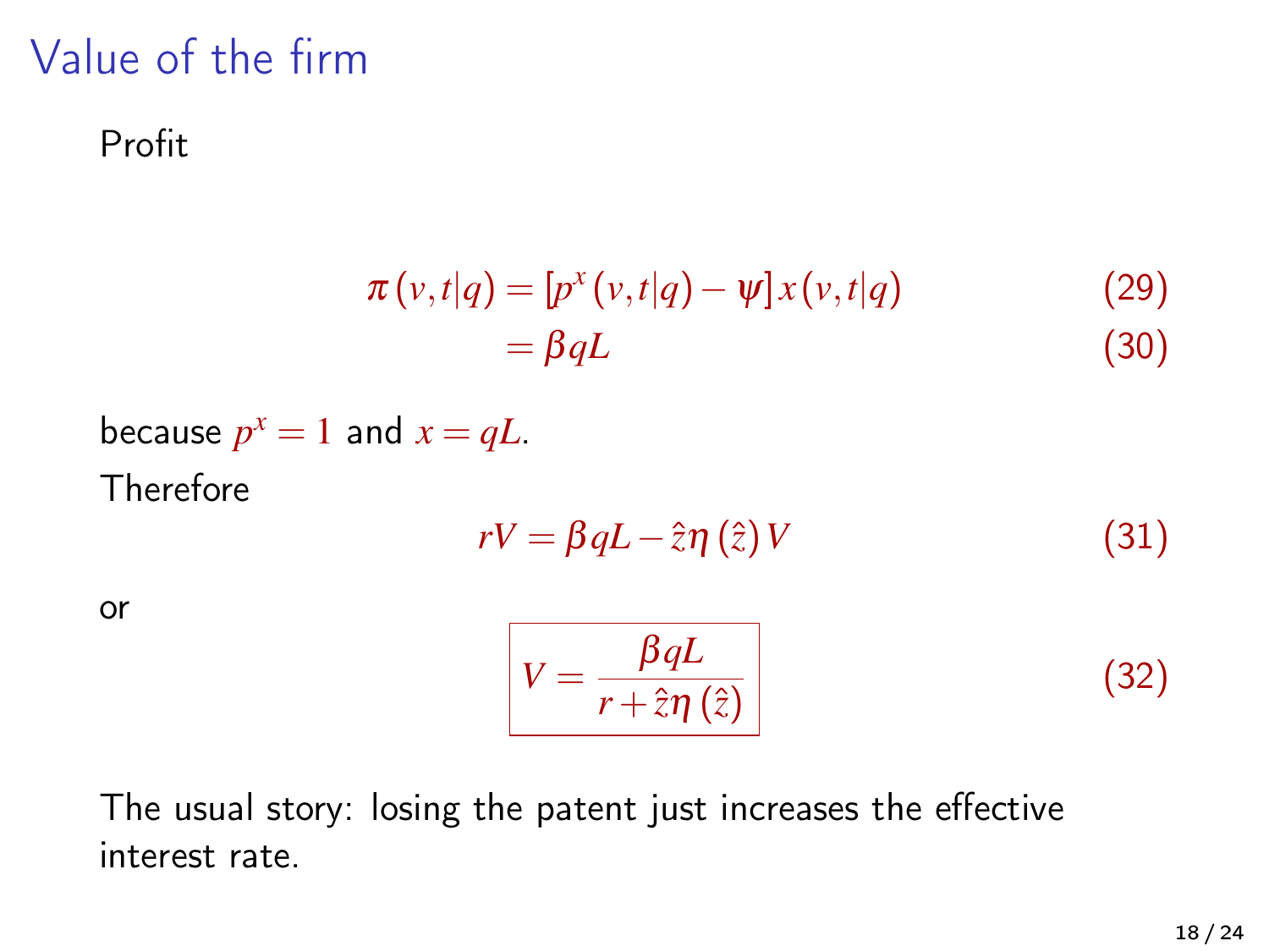# Value of the firm

Profit

$$\pi(v,t|q) = [p^x(v,t|q) - \psi]\, x(v,t|q) \tag{29}$$

$$= \beta q L \tag{30}$$

because $p^x = 1$ and $x = qL$.

Therefore

$$rV = \beta q L - \hat{z}\eta(\hat{z})\, V \tag{31}$$

or

$$\boxed{V = \frac{\beta q L}{r + \hat{z}\eta(\hat{z})}} \tag{32}$$

The usual story: losing the patent just increases the effective interest rate.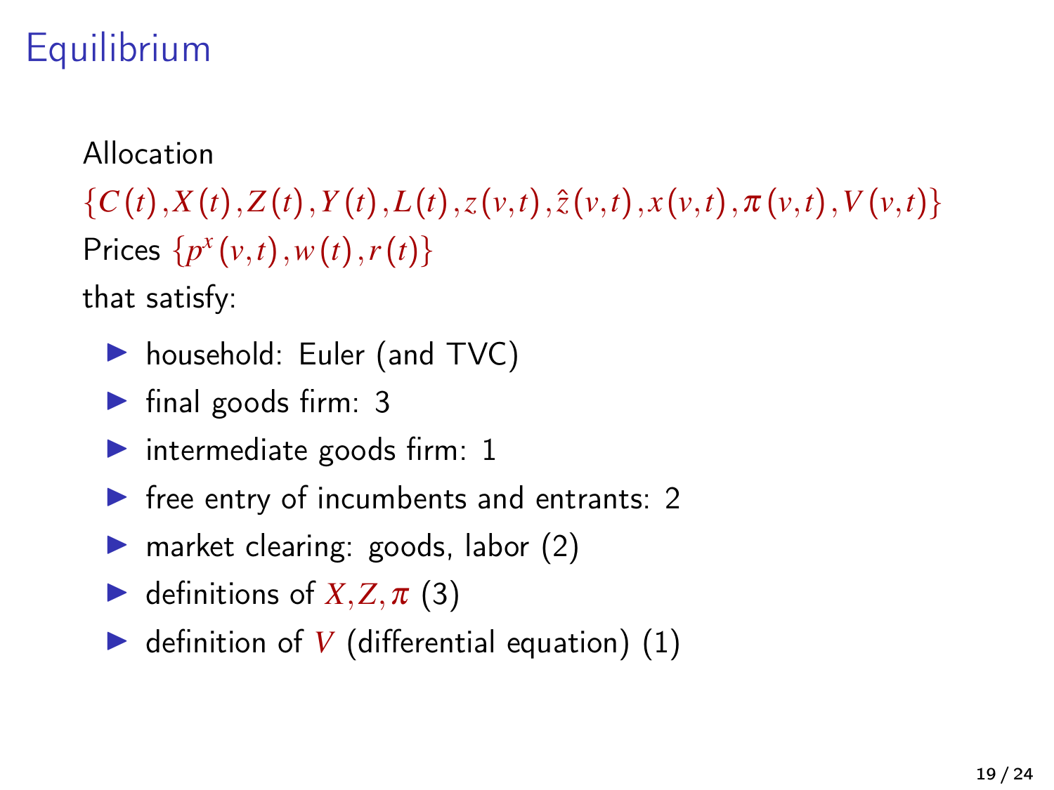# Equilibrium

Allocation

$\{C(t), X(t), Z(t), Y(t), L(t), z(v,t), \hat{z}(v,t), x(v,t), \pi(v,t), V(v,t)\}$

Prices $\{p^x(v,t), w(t), r(t)\}$

that satisfy:

- household: Euler (and TVC)
- final goods firm: 3
- intermediate goods firm: 1
- free entry of incumbents and entrants: 2
- market clearing: goods, labor (2)
- definitions of $X, Z, \pi$ (3)
- definition of $V$ (differential equation) (1)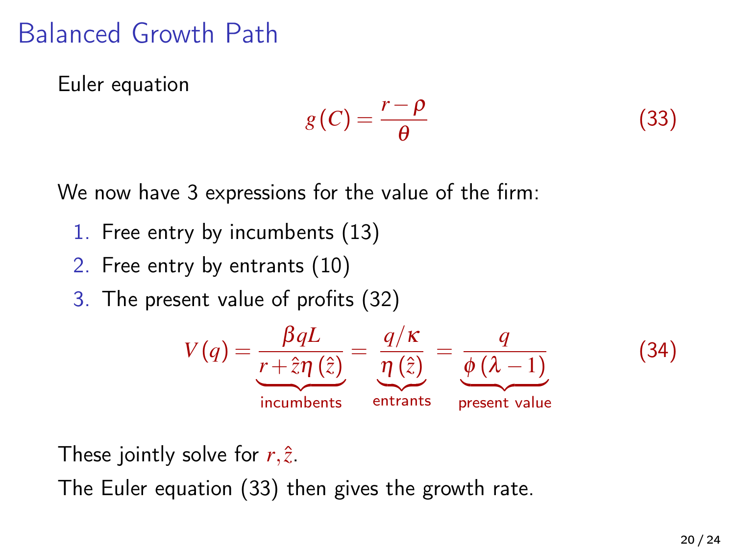# Balanced Growth Path

Euler equation

$$g(C) = \frac{r - \rho}{\theta} \tag{33}$$

We now have 3 expressions for the value of the firm:

1. Free entry by incumbents (13)
2. Free entry by entrants (10)
3. The present value of profits (32)

$$V(q) = \underbrace{\frac{\beta q L}{r + \hat{z}\eta(\hat{z})}}_{\text{incumbents}} = \underbrace{\frac{q/\kappa}{\eta(\hat{z})}}_{\text{entrants}} = \underbrace{\frac{q}{\phi(\lambda - 1)}}_{\text{present value}} \tag{34}$$

These jointly solve for $r, \hat{z}$.

The Euler equation (33) then gives the growth rate.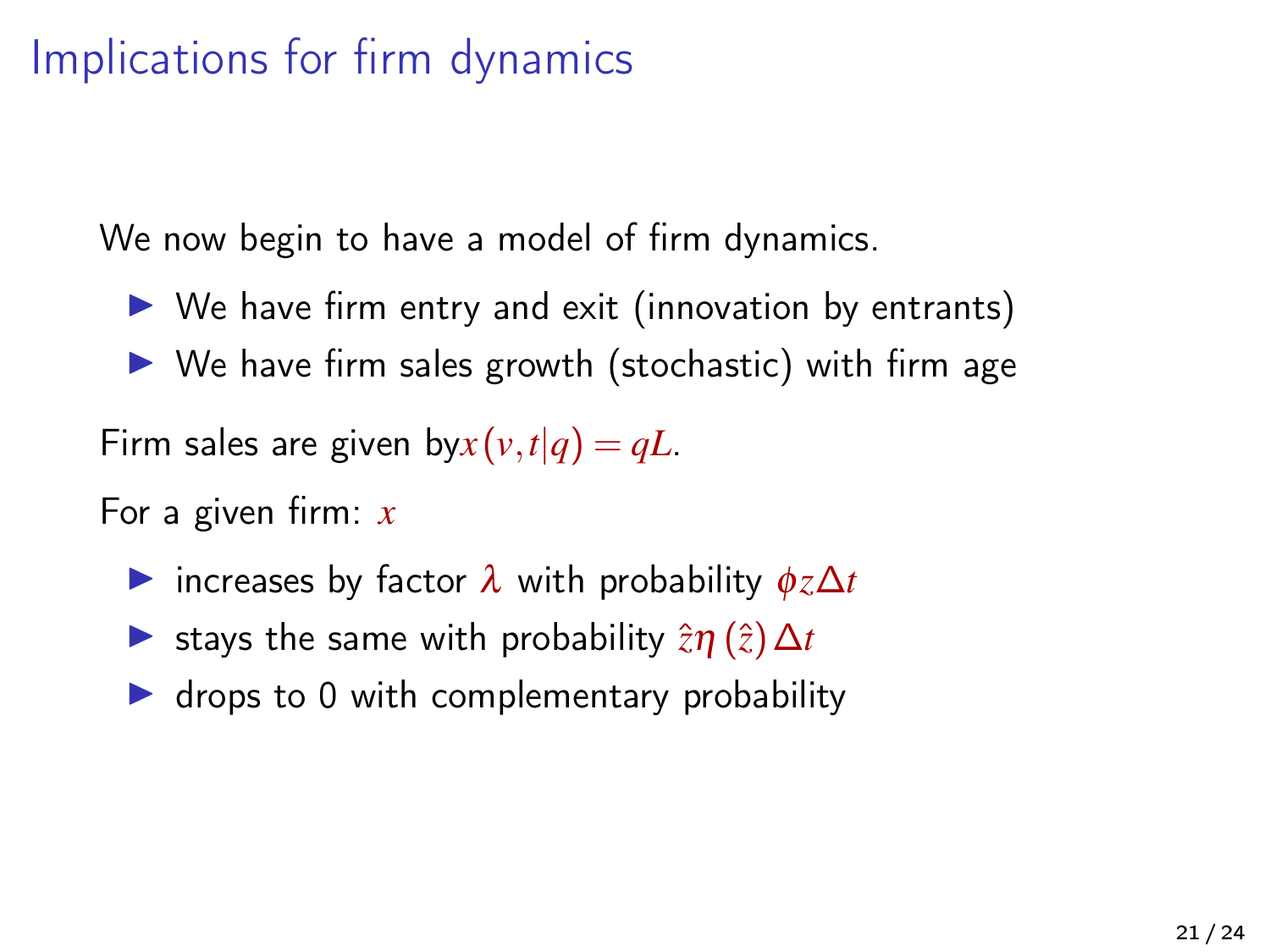# Implications for firm dynamics

We now begin to have a model of firm dynamics.

- We have firm entry and exit (innovation by entrants)
- We have firm sales growth (stochastic) with firm age

Firm sales are given by $x(v,t|q) = qL$.

For a given firm: $x$

- increases by factor $\lambda$ with probability $\phi z \Delta t$
- stays the same with probability $\hat{z}\eta(\hat{z})\Delta t$
- drops to 0 with complementary probability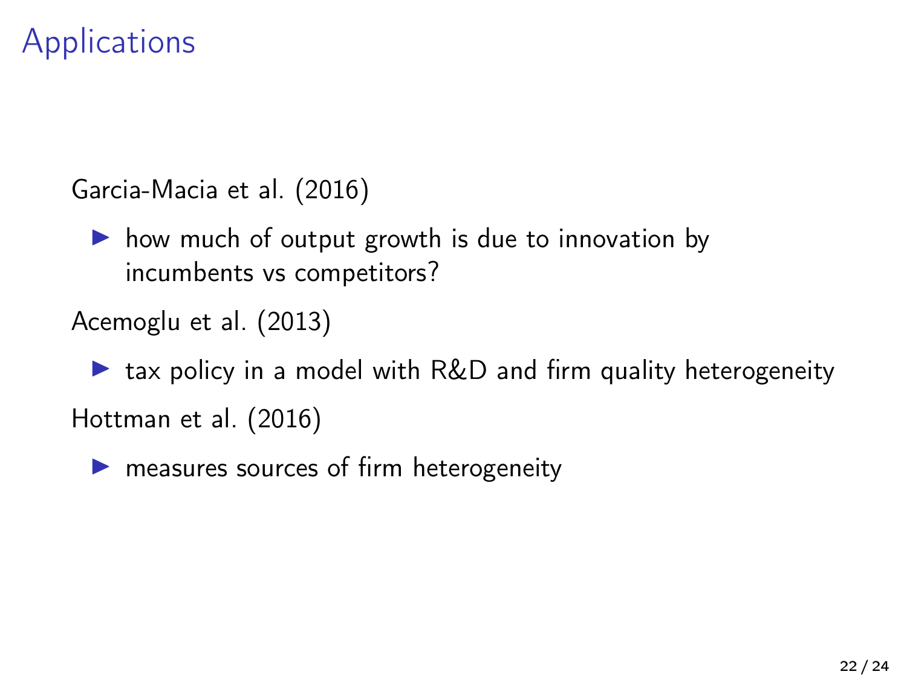# Applications

Garcia-Macia et al. (2016)

- how much of output growth is due to innovation by incumbents vs competitors?

Acemoglu et al. (2013)

- tax policy in a model with R&D and firm quality heterogeneity

Hottman et al. (2016)

- measures sources of firm heterogeneity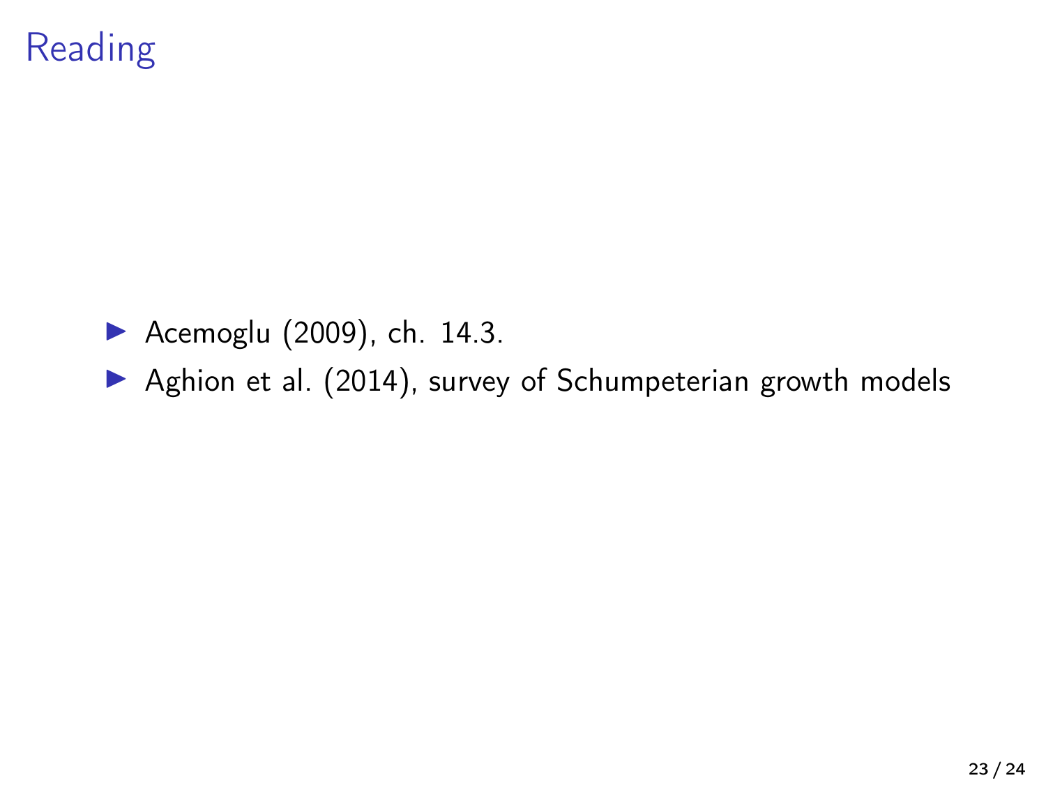# Reading

- Acemoglu (2009), ch. 14.3.
- Aghion et al. (2014), survey of Schumpeterian growth models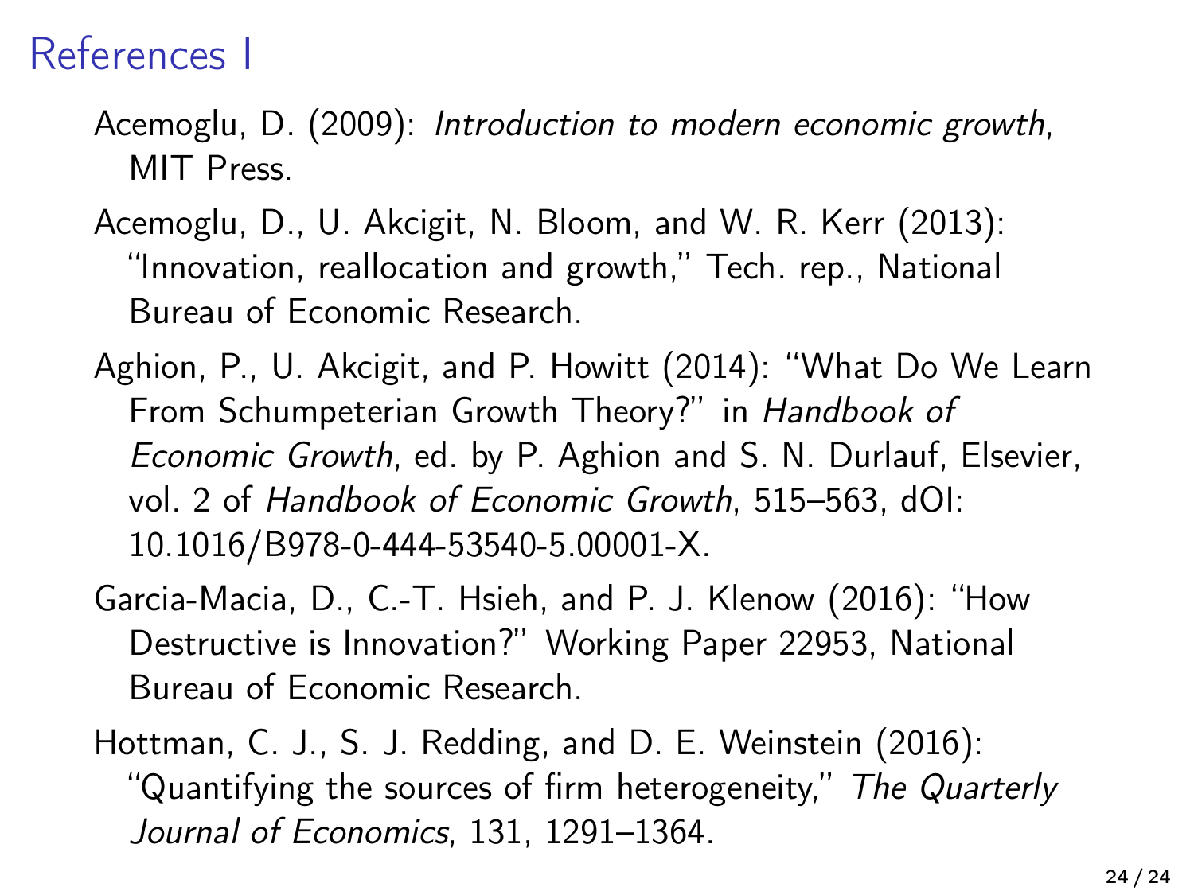# References I

Acemoglu, D. (2009): *Introduction to modern economic growth*, MIT Press.

Acemoglu, D., U. Akcigit, N. Bloom, and W. R. Kerr (2013): "Innovation, reallocation and growth," Tech. rep., National Bureau of Economic Research.

Aghion, P., U. Akcigit, and P. Howitt (2014): "What Do We Learn From Schumpeterian Growth Theory?" in *Handbook of Economic Growth*, ed. by P. Aghion and S. N. Durlauf, Elsevier, vol. 2 of *Handbook of Economic Growth*, 515–563, dOI: 10.1016/B978-0-444-53540-5.00001-X.

Garcia-Macia, D., C.-T. Hsieh, and P. J. Klenow (2016): "How Destructive is Innovation?" Working Paper 22953, National Bureau of Economic Research.

Hottman, C. J., S. J. Redding, and D. E. Weinstein (2016): "Quantifying the sources of firm heterogeneity," *The Quarterly Journal of Economics*, 131, 1291–1364.